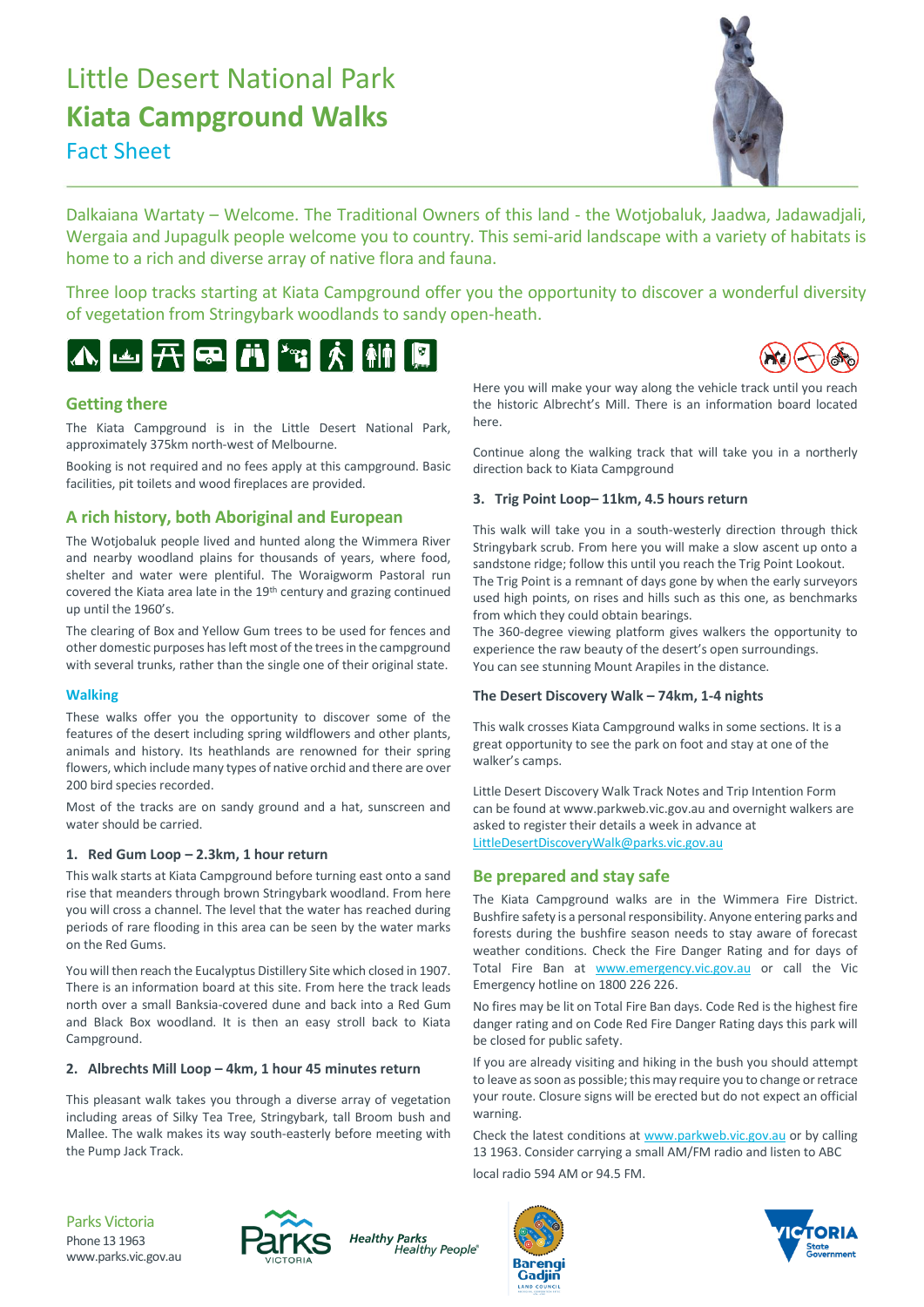# Little Desert National Park

# Kiata Campground Walks

## Fact Sheet

Dalkaiana Wartaty – Welcome. The Traditional Owners of this land - the Wotjobaluk, Jaadwa, Jadawadjali, Wergaia and Jupagulk people welcome you to country. This semi-arid landscape with a variety of habitats is home to a rich and diverse array of native flora and fauna.

Three loop tracks starting at Kiata Campground offer you the opportunity to discover a wonderful diversity of vegetation from Stringybark woodlands to sandy open-heath.

## Getting there

The Kiata Campground is in the Little Desert National Park, approximately 375km north-west of Melbourne.

Booking is not required and no fees apply at this campground. Basic facilities, pit toilets and wood fireplaces are provided.

## A rich history, both Aboriginal and European

The Wotjobaluk people lived and hunted along the Wimmera River and nearby woodland plains for thousands of years, where food, shelter and water were plentiful. The Woraigworm Pastoral run covered the Kiata area late in the 19th century and grazing continued up until the 1960's.

The clearing of Box and Yellow Gum trees to be used for fences and other domestic purposes has left most of the trees in the campground with several trunks, rather than the single one of their original state.

### Walking

These walks offer you the opportunity to discover some of the features of the desert including spring wildflowers and other plants, animals and history. Its heathlands are renowned for their spring flowers, which include many types of native orchid and there are over 200 bird species recorded.

Most of the tracks are on sandy ground and a hat, sunscreen and water should be carried.

### 1. Red Gum Loop – 2.3km, 1 hour return

This walk starts at Kiata Campground before turning east onto a sand rise that meanders through brown Stringybark woodland. From here you will cross a channel. The level that the water has reached during periods of rare flooding in this area can be seen by the water marks on the Red Gums.

You will then reach the Eucalyptus Distillery Site which closed in 1907. There is an information board at this site. From here the track leads north over a small Banksia-covered dune and back into a Red Gum and Black Box woodland. It is then an easy stroll back to Kiata Campground.

### 2. Albrechts Mill Loop – 4km, 1 hour 45 minutes return

This pleasant walk takes you through a diverse array of vegetation including areas of Silky Tea Tree, Stringybark, tall Broom bush and Mallee. The walk makes its way south-easterly before meeting with the Pump Jack Track.

Here you will make your way along the vehicle track until you reach the historic Albrecht's Mill. There is an information board located here.

Continue along the walking track that will take you in a northerly direction back to Kiata Campground

### 3. Trig Point Loop– 11km, 4.5 hours return

This walk will take you in a south-westerly direction through thick Stringybark scrub. From here you will make a slow ascent up onto a sandstone ridge; follow this until you reach the Trig Point Lookout.
The Trig Point is a remnant of days gone by when the early surveyors used high points, on rises and hills such as this one, as benchmarks from which they could obtain bearings.
The 360-degree viewing platform gives walkers the opportunity to experience the raw beauty of the desert's open surroundings.
You can see stunning Mount Arapiles in the distance.

### The Desert Discovery Walk – 74km, 1-4 nights

This walk crosses Kiata Campground walks in some sections. It is a great opportunity to see the park on foot and stay at one of the walker's camps.

Little Desert Discovery Walk Track Notes and Trip Intention Form can be found at www.parkweb.vic.gov.au and overnight walkers are asked to register their details a week in advance at LittleDesertDiscoveryWalk@parks.vic.gov.au

## Be prepared and stay safe

The Kiata Campground walks are in the Wimmera Fire District. Bushfire safety is a personal responsibility. Anyone entering parks and forests during the bushfire season needs to stay aware of forecast weather conditions. Check the Fire Danger Rating and for days of Total Fire Ban at www.emergency.vic.gov.au or call the Vic Emergency hotline on 1800 226 226.

No fires may be lit on Total Fire Ban days. Code Red is the highest fire danger rating and on Code Red Fire Danger Rating days this park will be closed for public safety.

If you are already visiting and hiking in the bush you should attempt to leave as soon as possible; this may require you to change or retrace your route. Closure signs will be erected but do not expect an official warning.

Check the latest conditions at www.parkweb.vic.gov.au or by calling 13 1963. Consider carrying a small AM/FM radio and listen to ABC local radio 594 AM or 94.5 FM.

Parks Victoria
Phone 13 1963
www.parks.vic.gov.au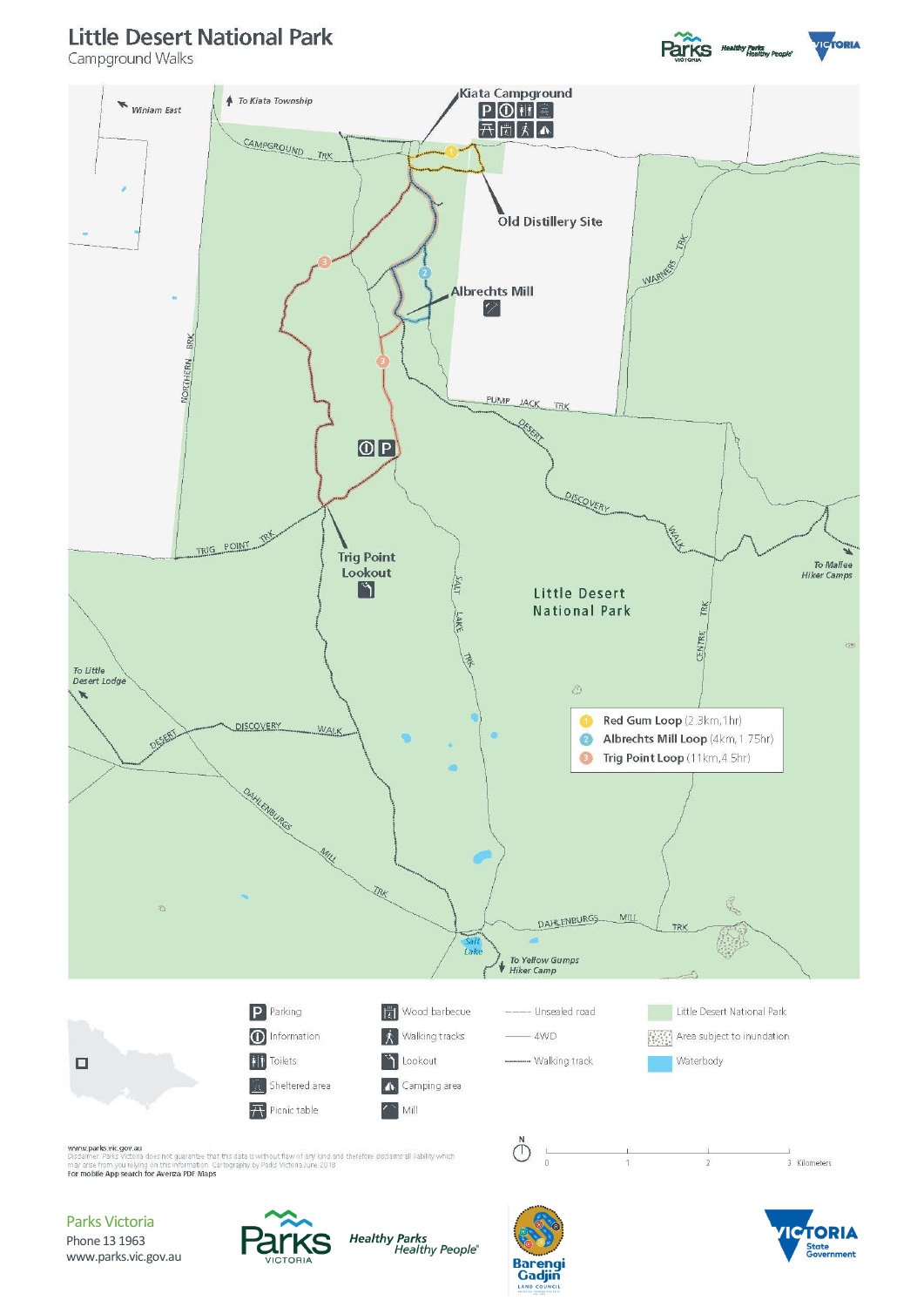# Little Desert National Park

Campground Walks

Kiata Campground

Old Distillery Site

Albrechts Mill

Trig Point Lookout

Little Desert National Park

To Kiata Township

Winiam East

To Little Desert Lodge

To Mallee Hiker Camps

To Yellow Gumps Hiker Camp

Salt Lake

CAMPGROUND TRK

NORTHERN BRK

TRIG POINT TRK

PUMP JACK TRK

DESERT DISCOVERY WALK

WARNERS TRK

CENTRE TRK

SALT LAKE TRK

DAHLENBURGS MILL TRK

- 1 **Red Gum Loop** (2.3km, 1hr)
- 2 **Albrechts Mill Loop** (4km, 1.75hr)
- 3 **Trig Point Loop** (11km, 4.5hr)

Parking

Information

Toilets

Sheltered area

Picnic table

Wood barbecue

Walking tracks

Lookout

Camping area

Mill

Unsealed road

4WD

Walking track

Little Desert National Park

Area subject to inundation

Waterbody

0 1 2 3 Kilometers

www.parks.vic.gov.au

Disclaimer: Parks Victoria does not guarantee that this data is without flaw of any kind and therefore disclaims all liability which may arise from you relying on this information. Cartography by Parks Victoria June 2018

For mobile App search for Avenza PDF Maps

Parks Victoria

Phone 13 1963

www.parks.vic.gov.au

Healthy Parks Healthy People

Barengi Gadjin Land Council

Victoria State Government